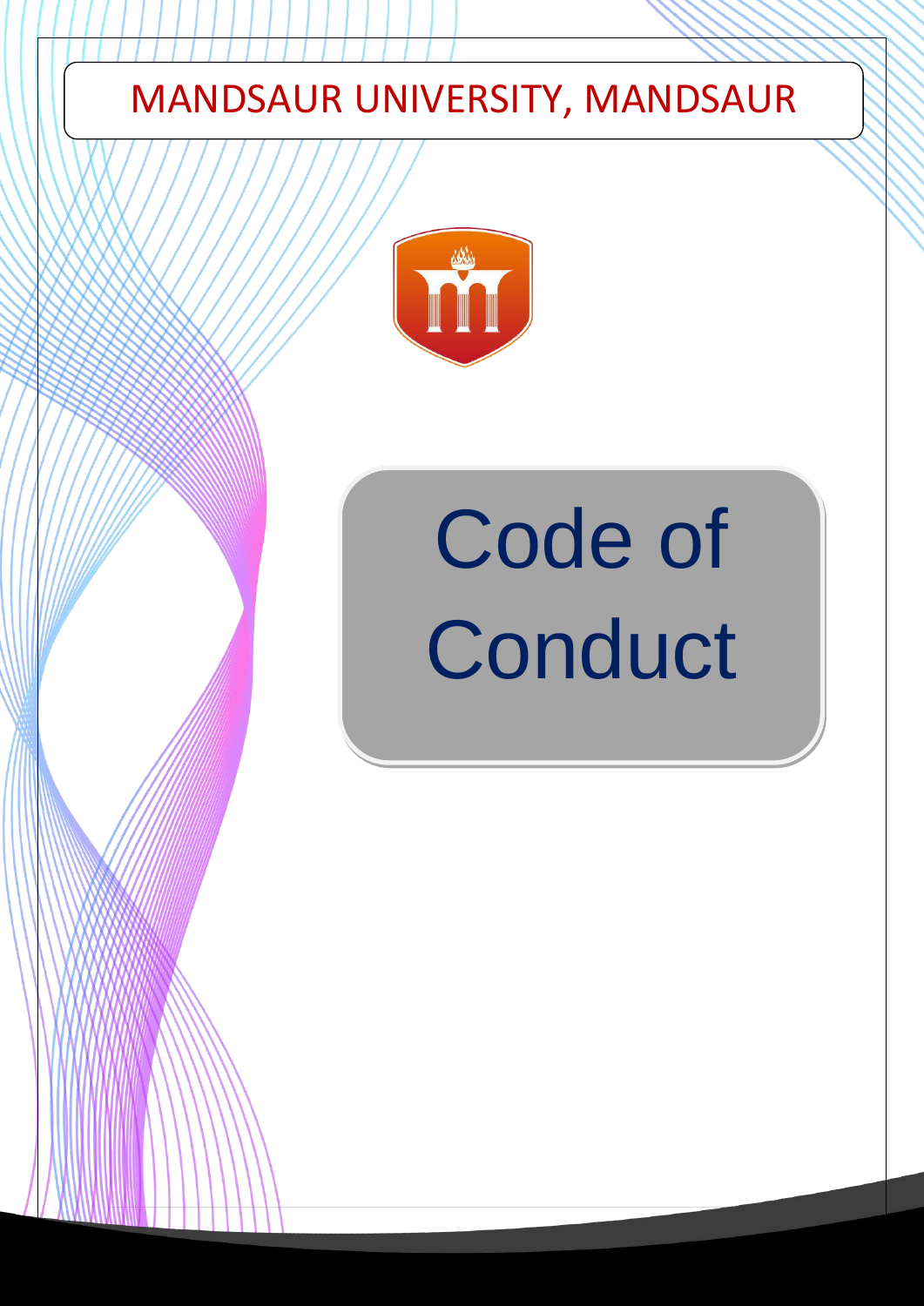# MANDSAUR UNIVERSITY, MANDSAUR

# Code of Conduct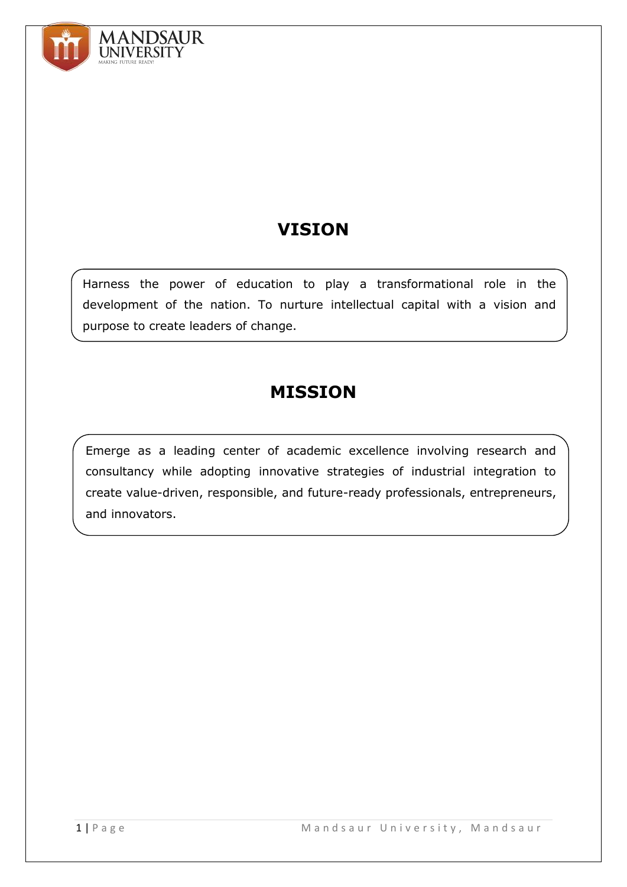# VISION

Harness the power of education to play a transformational role in the development of the nation. To nurture intellectual capital with a vision and purpose to create leaders of change.

# MISSION

Emerge as a leading center of academic excellence involving research and consultancy while adopting innovative strategies of industrial integration to create value-driven, responsible, and future-ready professionals, entrepreneurs, and innovators.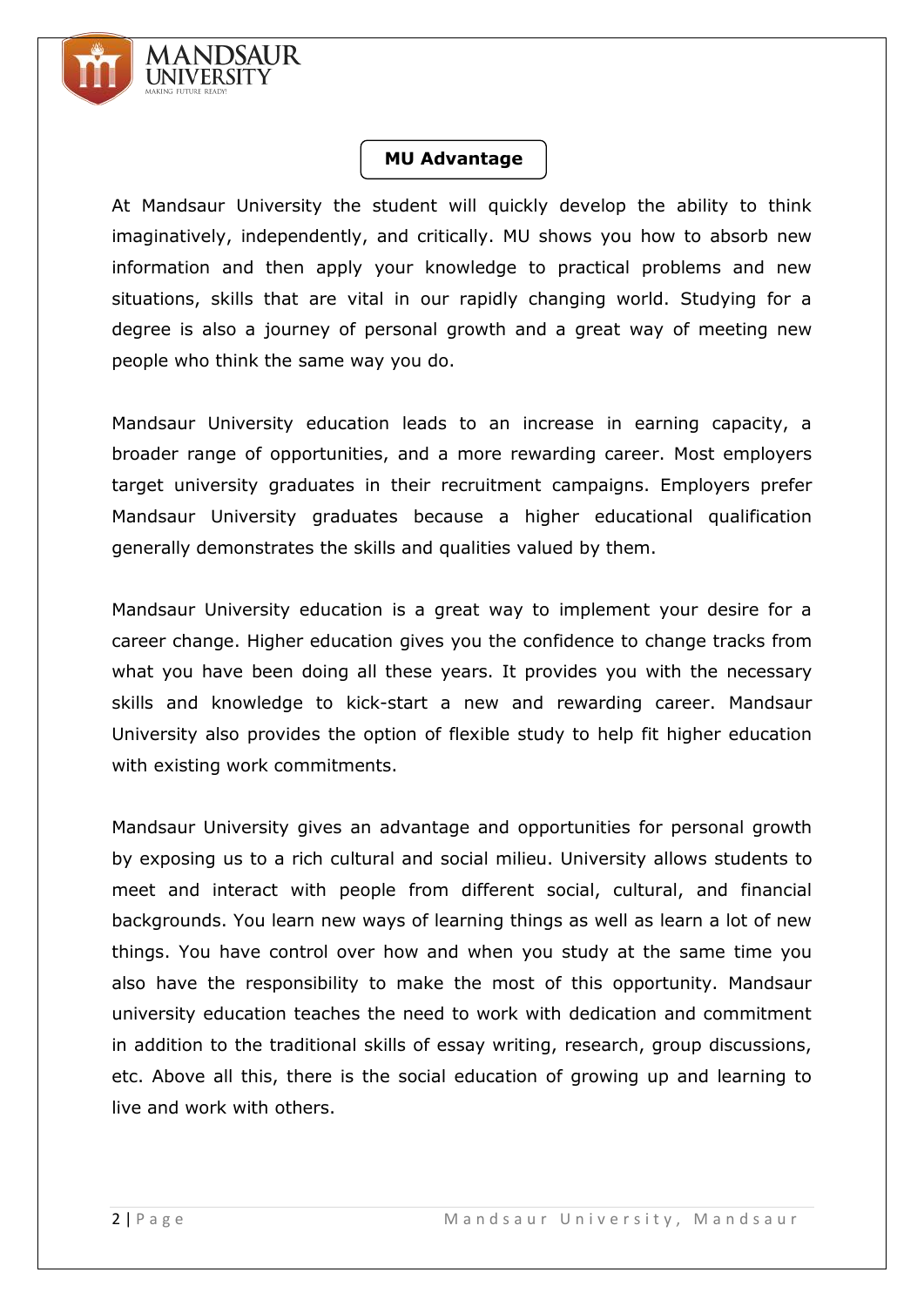## MU Advantage

At Mandsaur University the student will quickly develop the ability to think imaginatively, independently, and critically. MU shows you how to absorb new information and then apply your knowledge to practical problems and new situations, skills that are vital in our rapidly changing world. Studying for a degree is also a journey of personal growth and a great way of meeting new people who think the same way you do.

Mandsaur University education leads to an increase in earning capacity, a broader range of opportunities, and a more rewarding career. Most employers target university graduates in their recruitment campaigns. Employers prefer Mandsaur University graduates because a higher educational qualification generally demonstrates the skills and qualities valued by them.

Mandsaur University education is a great way to implement your desire for a career change. Higher education gives you the confidence to change tracks from what you have been doing all these years. It provides you with the necessary skills and knowledge to kick-start a new and rewarding career. Mandsaur University also provides the option of flexible study to help fit higher education with existing work commitments.

Mandsaur University gives an advantage and opportunities for personal growth by exposing us to a rich cultural and social milieu. University allows students to meet and interact with people from different social, cultural, and financial backgrounds. You learn new ways of learning things as well as learn a lot of new things. You have control over how and when you study at the same time you also have the responsibility to make the most of this opportunity. Mandsaur university education teaches the need to work with dedication and commitment in addition to the traditional skills of essay writing, research, group discussions, etc. Above all this, there is the social education of growing up and learning to live and work with others.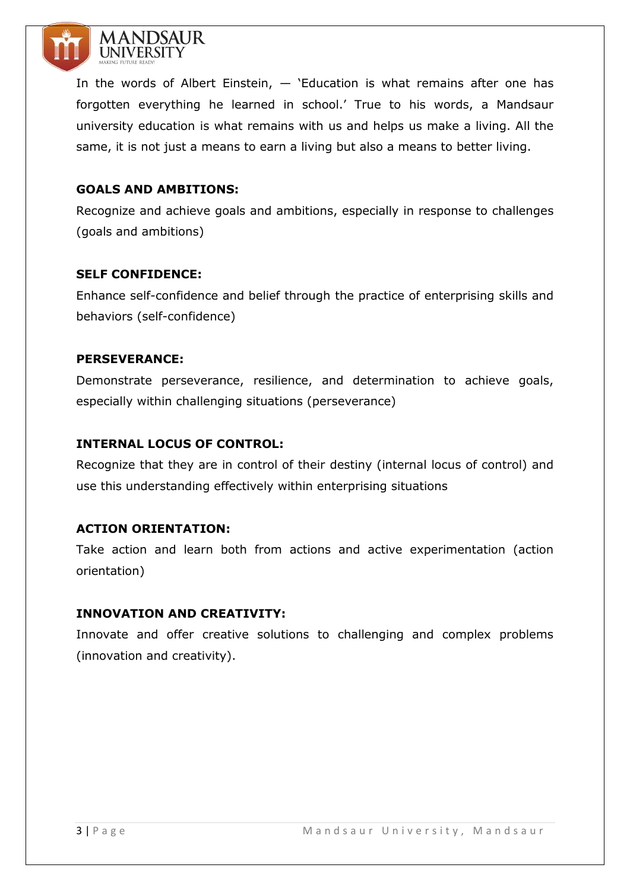In the words of Albert Einstein, — 'Education is what remains after one has forgotten everything he learned in school.' True to his words, a Mandsaur university education is what remains with us and helps us make a living. All the same, it is not just a means to earn a living but also a means to better living.

**GOALS AND AMBITIONS:**

Recognize and achieve goals and ambitions, especially in response to challenges (goals and ambitions)

**SELF CONFIDENCE:**

Enhance self-confidence and belief through the practice of enterprising skills and behaviors (self-confidence)

**PERSEVERANCE:**

Demonstrate perseverance, resilience, and determination to achieve goals, especially within challenging situations (perseverance)

**INTERNAL LOCUS OF CONTROL:**

Recognize that they are in control of their destiny (internal locus of control) and use this understanding effectively within enterprising situations

**ACTION ORIENTATION:**

Take action and learn both from actions and active experimentation (action orientation)

**INNOVATION AND CREATIVITY:**

Innovate and offer creative solutions to challenging and complex problems (innovation and creativity).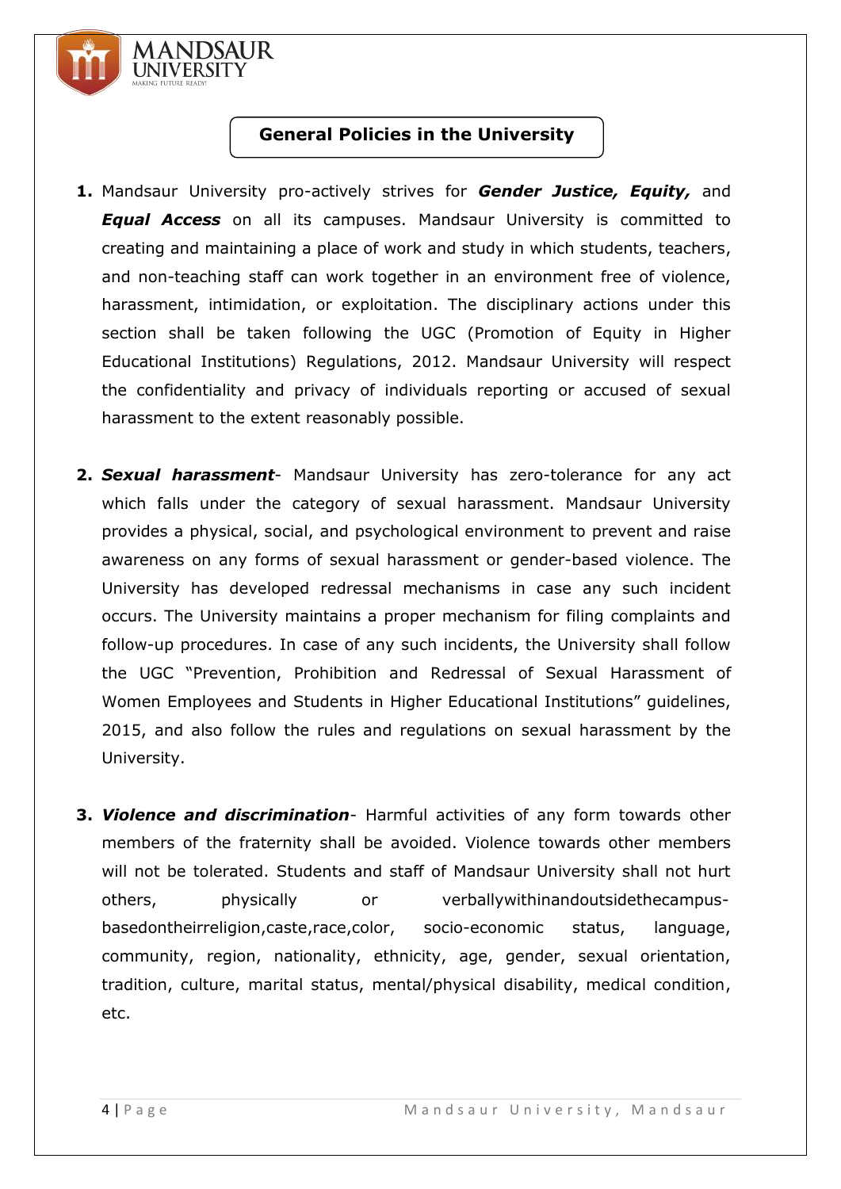## General Policies in the University

1. Mandsaur University pro-actively strives for ***Gender Justice, Equity,*** and ***Equal Access*** on all its campuses. Mandsaur University is committed to creating and maintaining a place of work and study in which students, teachers, and non-teaching staff can work together in an environment free of violence, harassment, intimidation, or exploitation. The disciplinary actions under this section shall be taken following the UGC (Promotion of Equity in Higher Educational Institutions) Regulations, 2012. Mandsaur University will respect the confidentiality and privacy of individuals reporting or accused of sexual harassment to the extent reasonably possible.

2. ***Sexual harassment***- Mandsaur University has zero-tolerance for any act which falls under the category of sexual harassment. Mandsaur University provides a physical, social, and psychological environment to prevent and raise awareness on any forms of sexual harassment or gender-based violence. The University has developed redressal mechanisms in case any such incident occurs. The University maintains a proper mechanism for filing complaints and follow-up procedures. In case of any such incidents, the University shall follow the UGC "Prevention, Prohibition and Redressal of Sexual Harassment of Women Employees and Students in Higher Educational Institutions" guidelines, 2015, and also follow the rules and regulations on sexual harassment by the University.

3. ***Violence and discrimination***- Harmful activities of any form towards other members of the fraternity shall be avoided. Violence towards other members will not be tolerated. Students and staff of Mandsaur University shall not hurt others, physically or verballywithinandoutsidethecampus-basedontheirreligion,caste,race,color, socio-economic status, language, community, region, nationality, ethnicity, age, gender, sexual orientation, tradition, culture, marital status, mental/physical disability, medical condition, etc.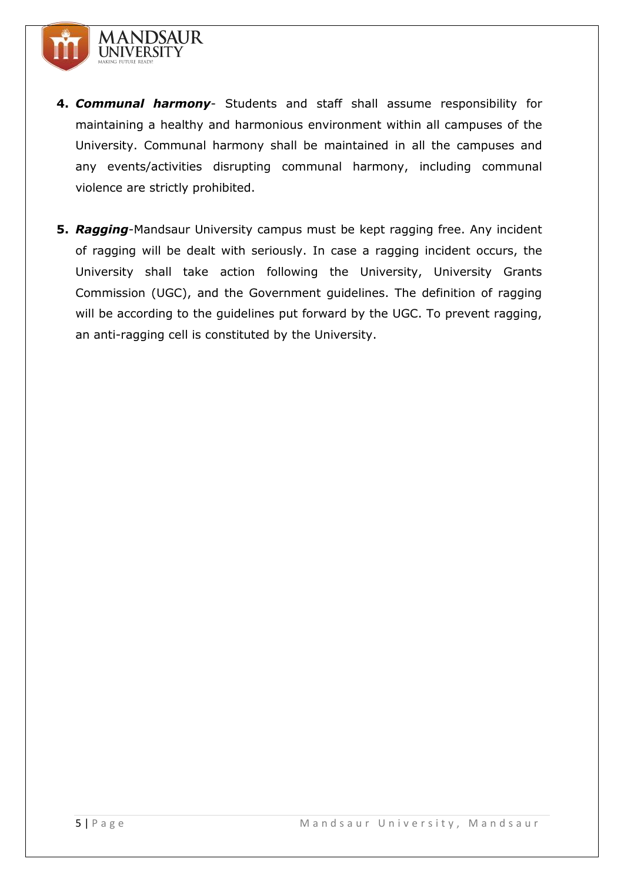4. ***Communal harmony***- Students and staff shall assume responsibility for maintaining a healthy and harmonious environment within all campuses of the University. Communal harmony shall be maintained in all the campuses and any events/activities disrupting communal harmony, including communal violence are strictly prohibited.

5. ***Ragging***-Mandsaur University campus must be kept ragging free. Any incident of ragging will be dealt with seriously. In case a ragging incident occurs, the University shall take action following the University, University Grants Commission (UGC), and the Government guidelines. The definition of ragging will be according to the guidelines put forward by the UGC. To prevent ragging, an anti-ragging cell is constituted by the University.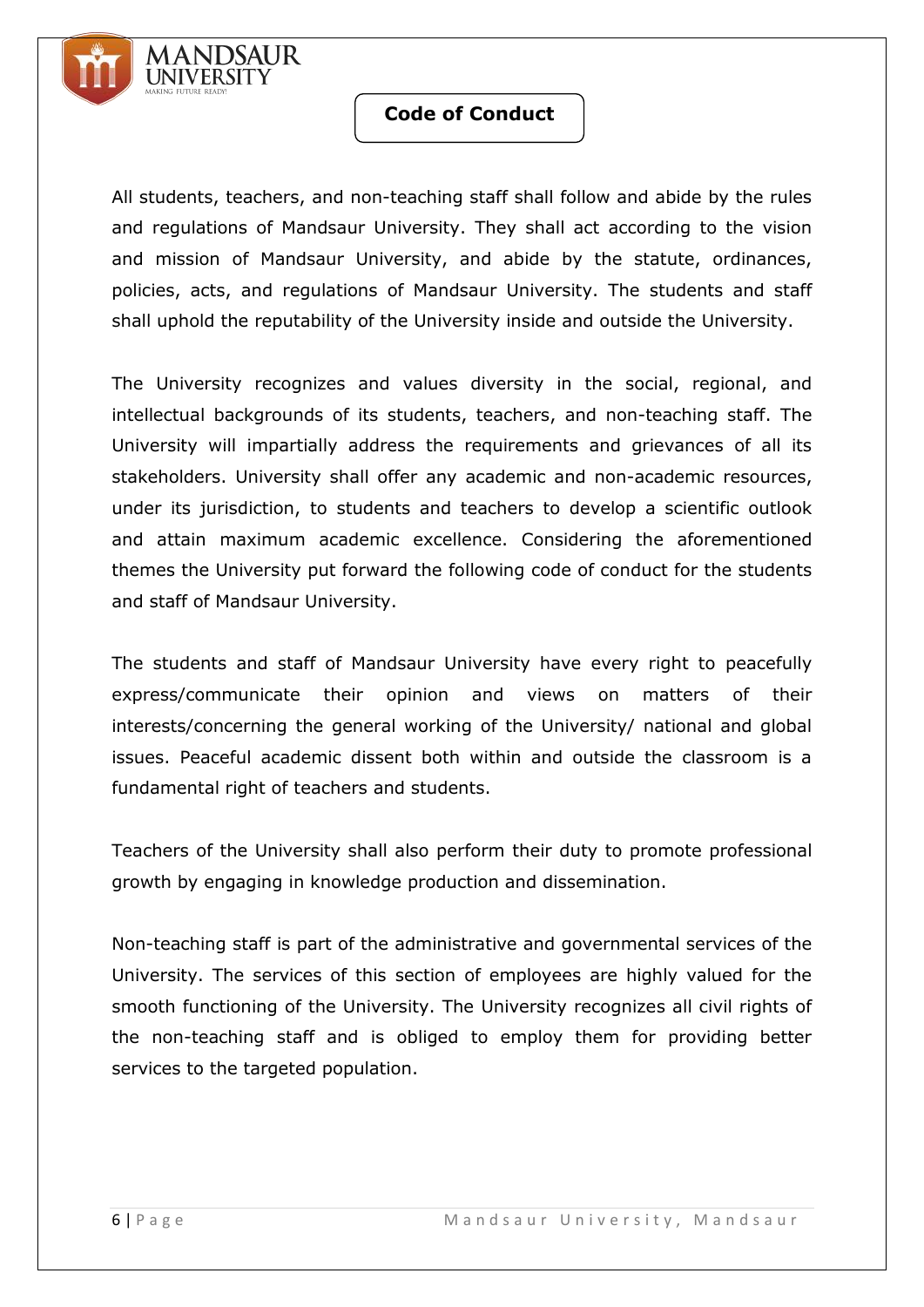# Code of Conduct

All students, teachers, and non-teaching staff shall follow and abide by the rules and regulations of Mandsaur University. They shall act according to the vision and mission of Mandsaur University, and abide by the statute, ordinances, policies, acts, and regulations of Mandsaur University. The students and staff shall uphold the reputability of the University inside and outside the University.

The University recognizes and values diversity in the social, regional, and intellectual backgrounds of its students, teachers, and non-teaching staff. The University will impartially address the requirements and grievances of all its stakeholders. University shall offer any academic and non-academic resources, under its jurisdiction, to students and teachers to develop a scientific outlook and attain maximum academic excellence. Considering the aforementioned themes the University put forward the following code of conduct for the students and staff of Mandsaur University.

The students and staff of Mandsaur University have every right to peacefully express/communicate their opinion and views on matters of their interests/concerning the general working of the University/ national and global issues. Peaceful academic dissent both within and outside the classroom is a fundamental right of teachers and students.

Teachers of the University shall also perform their duty to promote professional growth by engaging in knowledge production and dissemination.

Non-teaching staff is part of the administrative and governmental services of the University. The services of this section of employees are highly valued for the smooth functioning of the University. The University recognizes all civil rights of the non-teaching staff and is obliged to employ them for providing better services to the targeted population.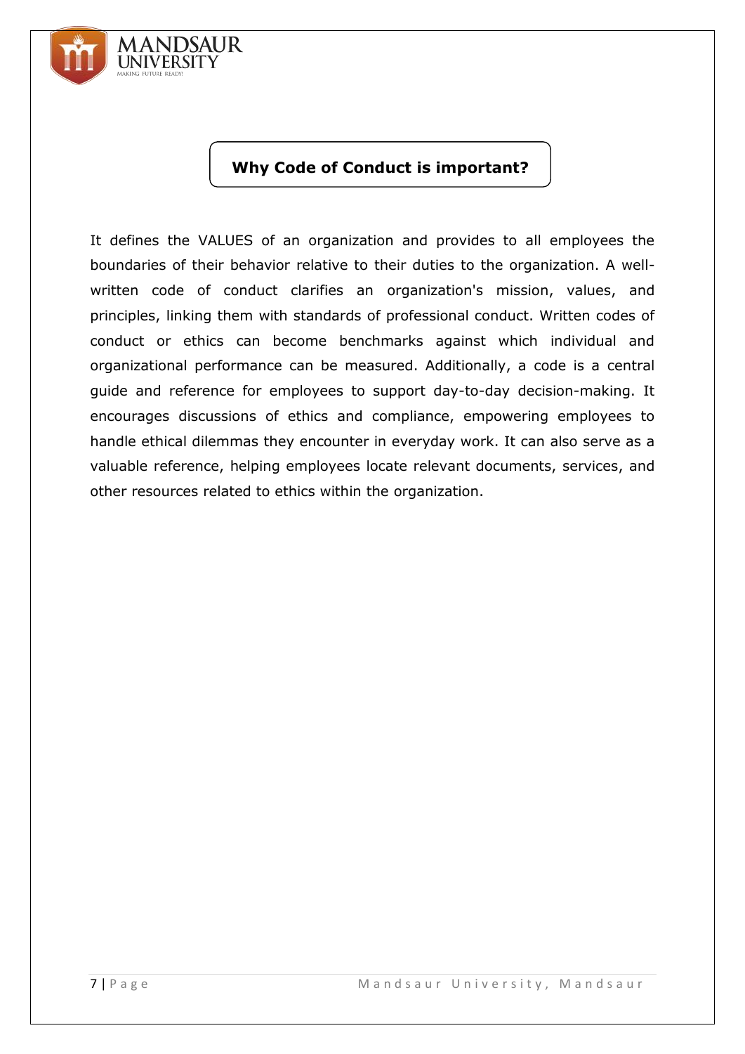## Why Code of Conduct is important?

It defines the VALUES of an organization and provides to all employees the boundaries of their behavior relative to their duties to the organization. A well-written code of conduct clarifies an organization's mission, values, and principles, linking them with standards of professional conduct. Written codes of conduct or ethics can become benchmarks against which individual and organizational performance can be measured. Additionally, a code is a central guide and reference for employees to support day-to-day decision-making. It encourages discussions of ethics and compliance, empowering employees to handle ethical dilemmas they encounter in everyday work. It can also serve as a valuable reference, helping employees locate relevant documents, services, and other resources related to ethics within the organization.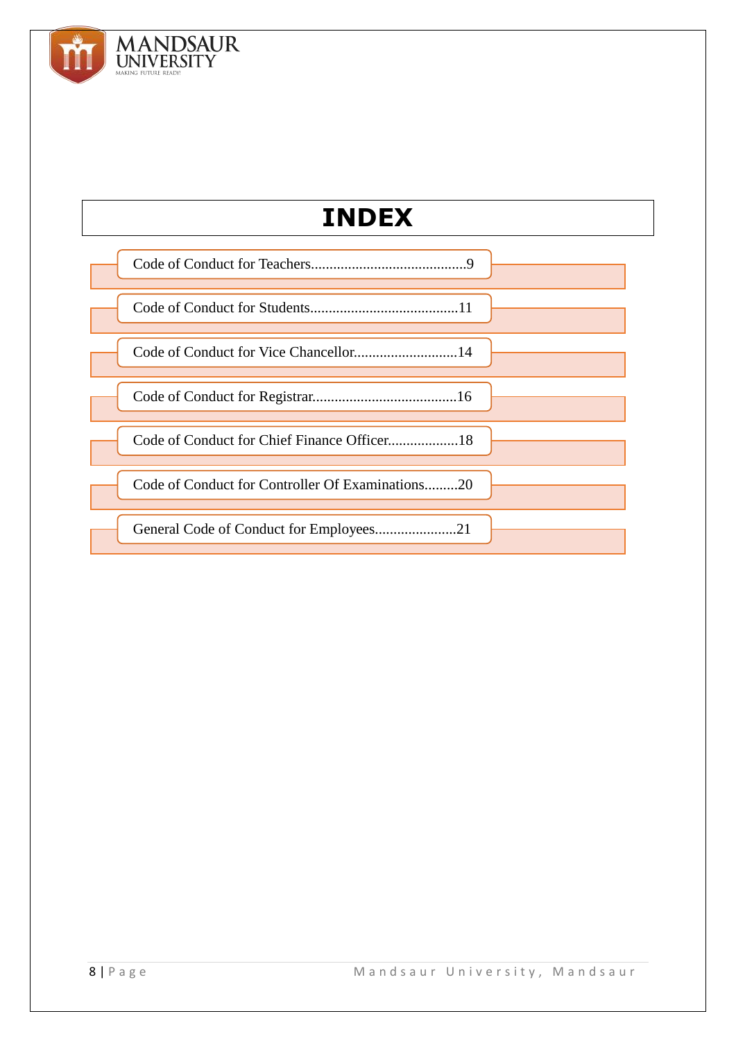# INDEX

- Code of Conduct for Teachers..........................................9
- Code of Conduct for Students........................................11
- Code of Conduct for Vice Chancellor............................14
- Code of Conduct for Registrar.......................................16
- Code of Conduct for Chief Finance Officer...................18
- Code of Conduct for Controller Of Examinations.........20
- General Code of Conduct for Employees......................21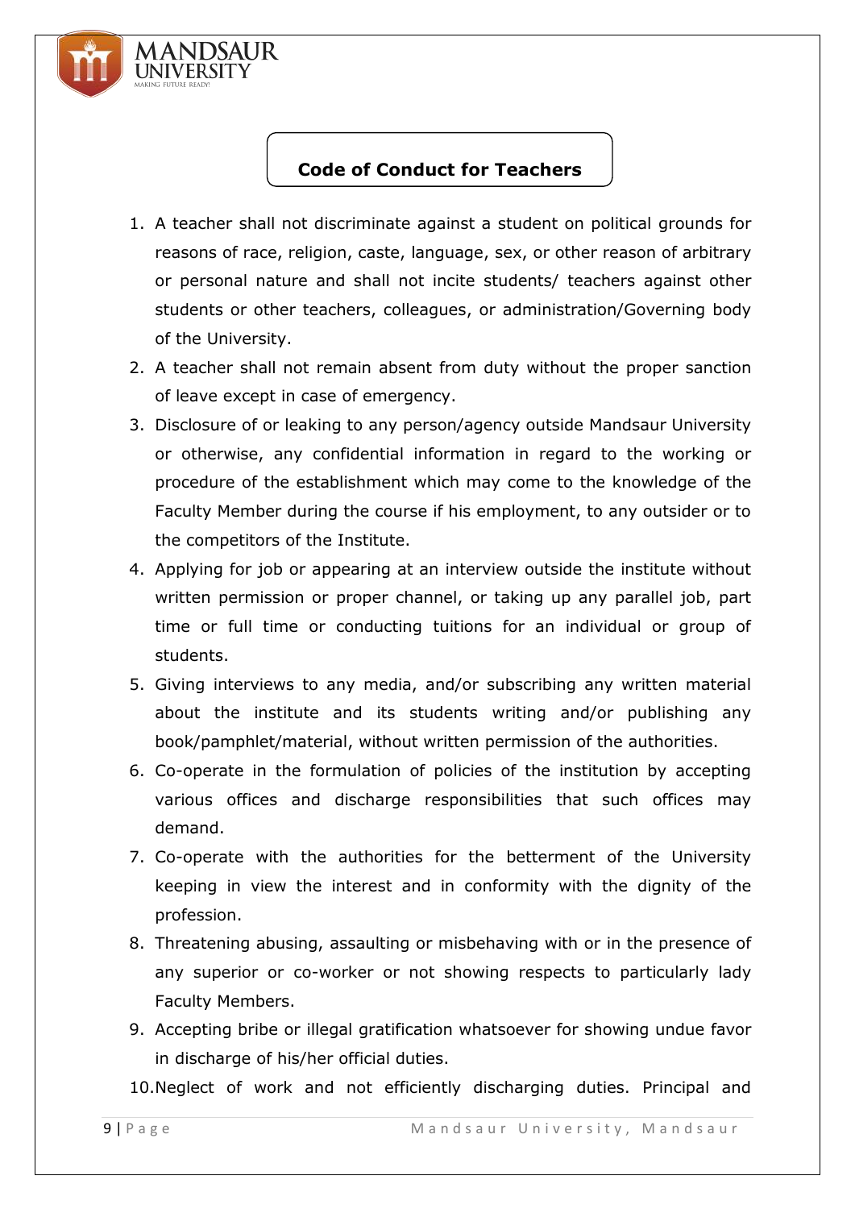## Code of Conduct for Teachers

1. A teacher shall not discriminate against a student on political grounds for reasons of race, religion, caste, language, sex, or other reason of arbitrary or personal nature and shall not incite students/ teachers against other students or other teachers, colleagues, or administration/Governing body of the University.
2. A teacher shall not remain absent from duty without the proper sanction of leave except in case of emergency.
3. Disclosure of or leaking to any person/agency outside Mandsaur University or otherwise, any confidential information in regard to the working or procedure of the establishment which may come to the knowledge of the Faculty Member during the course if his employment, to any outsider or to the competitors of the Institute.
4. Applying for job or appearing at an interview outside the institute without written permission or proper channel, or taking up any parallel job, part time or full time or conducting tuitions for an individual or group of students.
5. Giving interviews to any media, and/or subscribing any written material about the institute and its students writing and/or publishing any book/pamphlet/material, without written permission of the authorities.
6. Co-operate in the formulation of policies of the institution by accepting various offices and discharge responsibilities that such offices may demand.
7. Co-operate with the authorities for the betterment of the University keeping in view the interest and in conformity with the dignity of the profession.
8. Threatening abusing, assaulting or misbehaving with or in the presence of any superior or co-worker or not showing respects to particularly lady Faculty Members.
9. Accepting bribe or illegal gratification whatsoever for showing undue favor in discharge of his/her official duties.
10. Neglect of work and not efficiently discharging duties. Principal and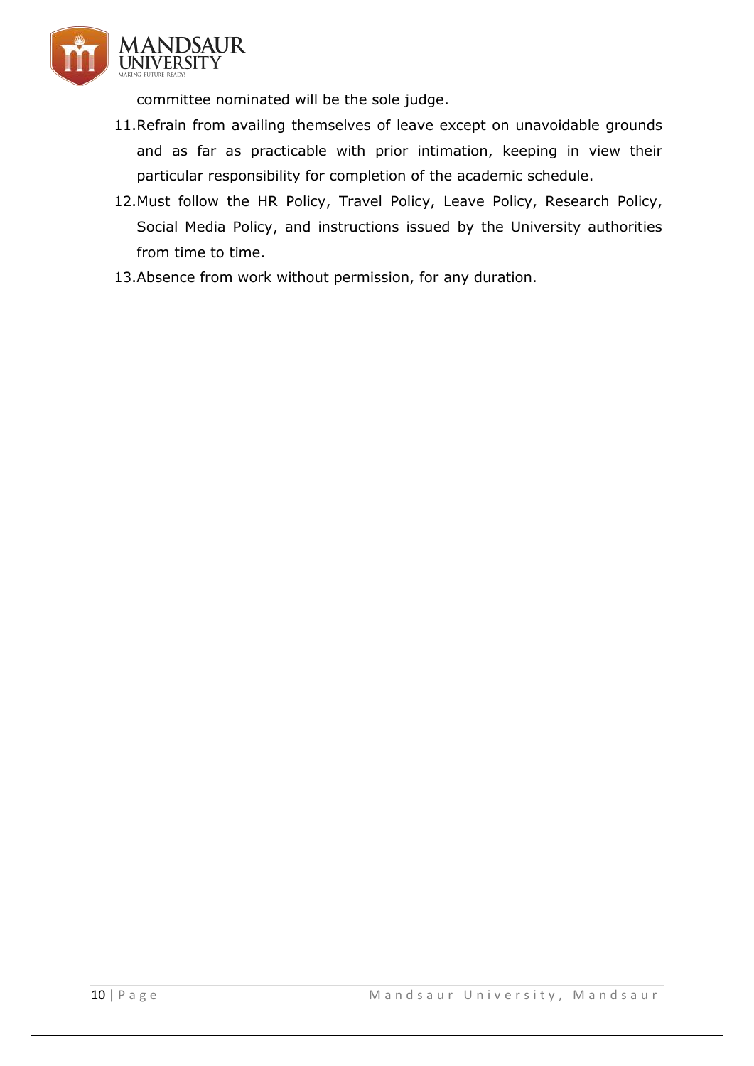committee nominated will be the sole judge.

11. Refrain from availing themselves of leave except on unavoidable grounds and as far as practicable with prior intimation, keeping in view their particular responsibility for completion of the academic schedule.
12. Must follow the HR Policy, Travel Policy, Leave Policy, Research Policy, Social Media Policy, and instructions issued by the University authorities from time to time.
13. Absence from work without permission, for any duration.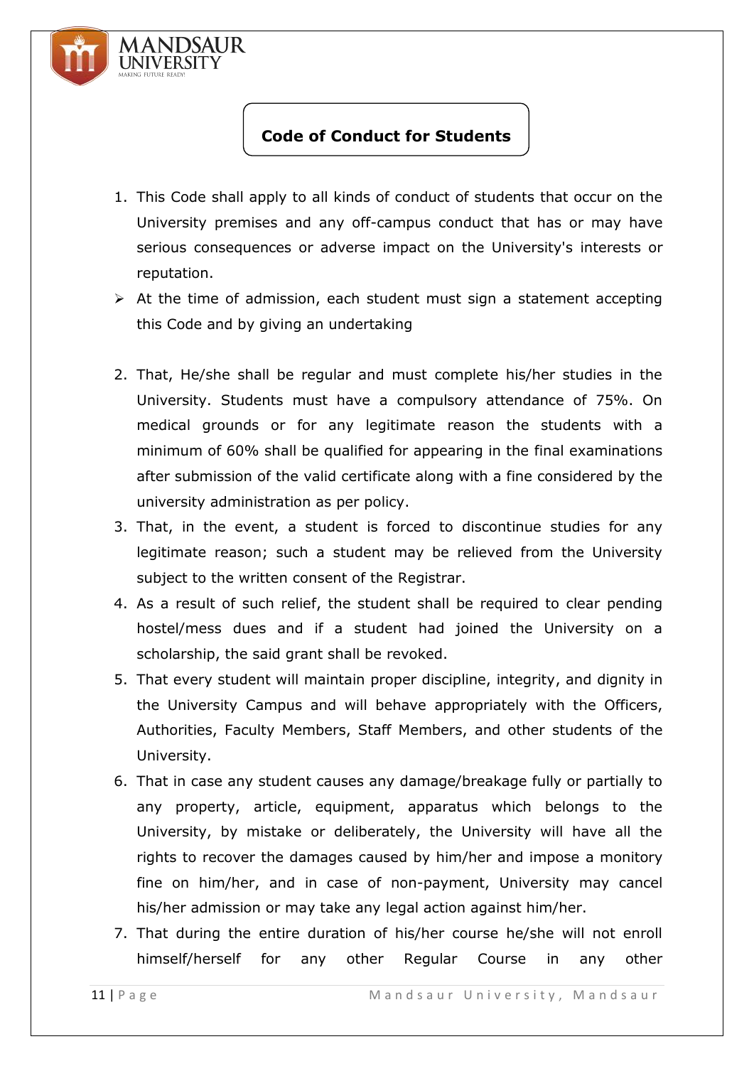## Code of Conduct for Students

1. This Code shall apply to all kinds of conduct of students that occur on the University premises and any off-campus conduct that has or may have serious consequences or adverse impact on the University's interests or reputation.

- At the time of admission, each student must sign a statement accepting this Code and by giving an undertaking

2. That, He/she shall be regular and must complete his/her studies in the University. Students must have a compulsory attendance of 75%. On medical grounds or for any legitimate reason the students with a minimum of 60% shall be qualified for appearing in the final examinations after submission of the valid certificate along with a fine considered by the university administration as per policy.
3. That, in the event, a student is forced to discontinue studies for any legitimate reason; such a student may be relieved from the University subject to the written consent of the Registrar.
4. As a result of such relief, the student shall be required to clear pending hostel/mess dues and if a student had joined the University on a scholarship, the said grant shall be revoked.
5. That every student will maintain proper discipline, integrity, and dignity in the University Campus and will behave appropriately with the Officers, Authorities, Faculty Members, Staff Members, and other students of the University.
6. That in case any student causes any damage/breakage fully or partially to any property, article, equipment, apparatus which belongs to the University, by mistake or deliberately, the University will have all the rights to recover the damages caused by him/her and impose a monitory fine on him/her, and in case of non-payment, University may cancel his/her admission or may take any legal action against him/her.
7. That during the entire duration of his/her course he/she will not enroll himself/herself for any other Regular Course in any other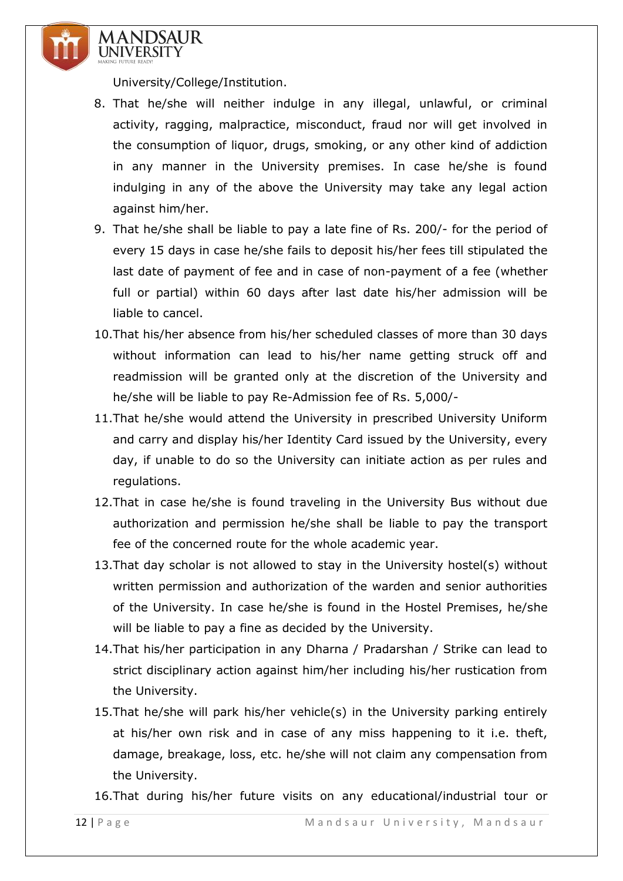University/College/Institution.

8. That he/she will neither indulge in any illegal, unlawful, or criminal activity, ragging, malpractice, misconduct, fraud nor will get involved in the consumption of liquor, drugs, smoking, or any other kind of addiction in any manner in the University premises. In case he/she is found indulging in any of the above the University may take any legal action against him/her.
9. That he/she shall be liable to pay a late fine of Rs. 200/- for the period of every 15 days in case he/she fails to deposit his/her fees till stipulated the last date of payment of fee and in case of non-payment of a fee (whether full or partial) within 60 days after last date his/her admission will be liable to cancel.
10. That his/her absence from his/her scheduled classes of more than 30 days without information can lead to his/her name getting struck off and readmission will be granted only at the discretion of the University and he/she will be liable to pay Re-Admission fee of Rs. 5,000/-
11. That he/she would attend the University in prescribed University Uniform and carry and display his/her Identity Card issued by the University, every day, if unable to do so the University can initiate action as per rules and regulations.
12. That in case he/she is found traveling in the University Bus without due authorization and permission he/she shall be liable to pay the transport fee of the concerned route for the whole academic year.
13. That day scholar is not allowed to stay in the University hostel(s) without written permission and authorization of the warden and senior authorities of the University. In case he/she is found in the Hostel Premises, he/she will be liable to pay a fine as decided by the University.
14. That his/her participation in any Dharna / Pradarshan / Strike can lead to strict disciplinary action against him/her including his/her rustication from the University.
15. That he/she will park his/her vehicle(s) in the University parking entirely at his/her own risk and in case of any miss happening to it i.e. theft, damage, breakage, loss, etc. he/she will not claim any compensation from the University.
16. That during his/her future visits on any educational/industrial tour or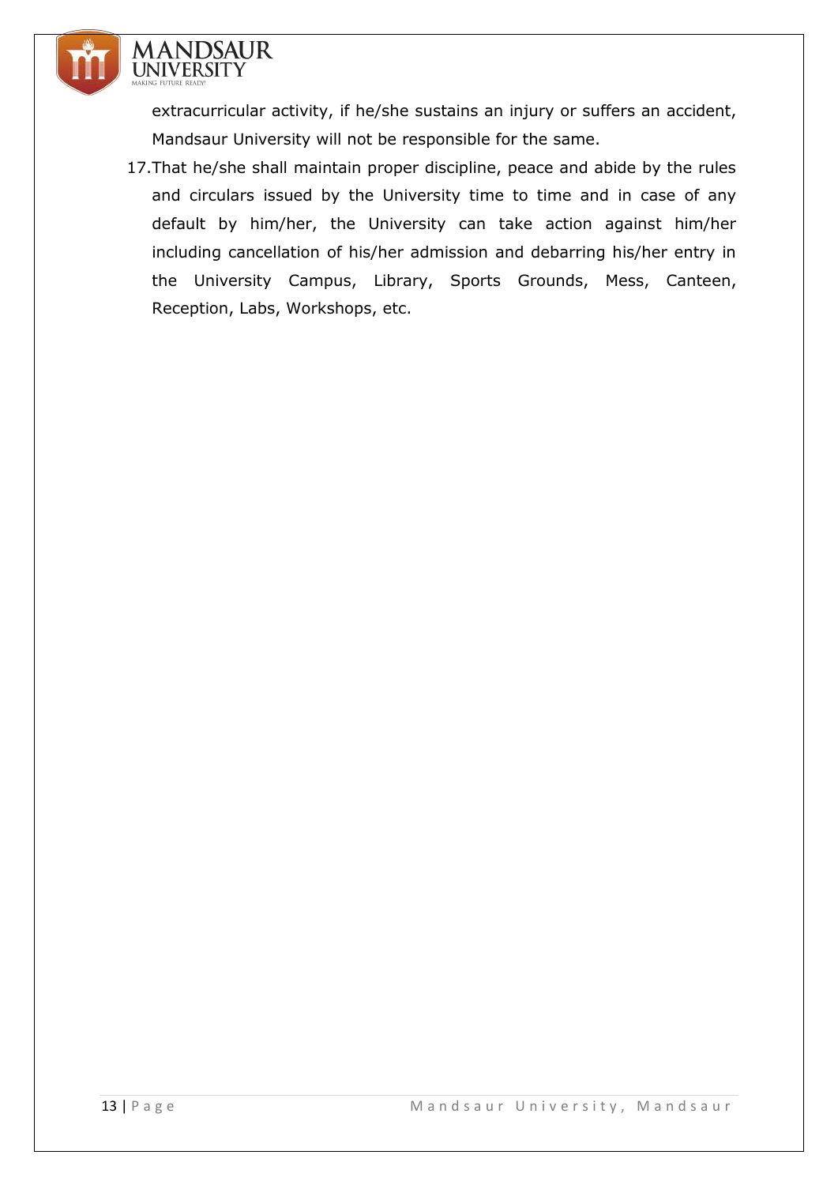extracurricular activity, if he/she sustains an injury or suffers an accident, Mandsaur University will not be responsible for the same.

17. That he/she shall maintain proper discipline, peace and abide by the rules and circulars issued by the University time to time and in case of any default by him/her, the University can take action against him/her including cancellation of his/her admission and debarring his/her entry in the University Campus, Library, Sports Grounds, Mess, Canteen, Reception, Labs, Workshops, etc.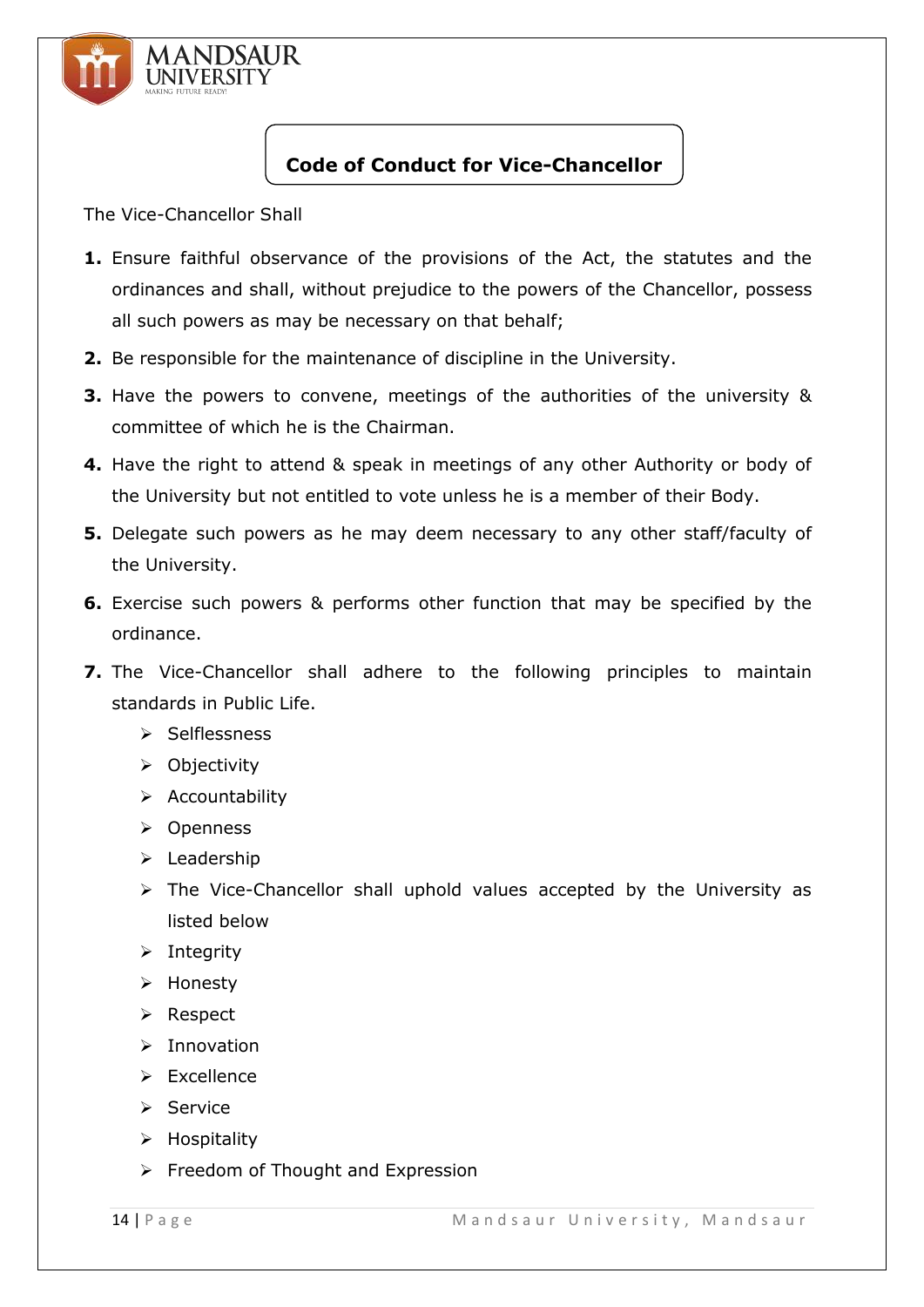## Code of Conduct for Vice-Chancellor

The Vice-Chancellor Shall

1. Ensure faithful observance of the provisions of the Act, the statutes and the ordinances and shall, without prejudice to the powers of the Chancellor, possess all such powers as may be necessary on that behalf;
2. Be responsible for the maintenance of discipline in the University.
3. Have the powers to convene, meetings of the authorities of the university & committee of which he is the Chairman.
4. Have the right to attend & speak in meetings of any other Authority or body of the University but not entitled to vote unless he is a member of their Body.
5. Delegate such powers as he may deem necessary to any other staff/faculty of the University.
6. Exercise such powers & performs other function that may be specified by the ordinance.
7. The Vice-Chancellor shall adhere to the following principles to maintain standards in Public Life.
   - Selflessness
   - Objectivity
   - Accountability
   - Openness
   - Leadership
   - The Vice-Chancellor shall uphold values accepted by the University as listed below
   - Integrity
   - Honesty
   - Respect
   - Innovation
   - Excellence
   - Service
   - Hospitality
   - Freedom of Thought and Expression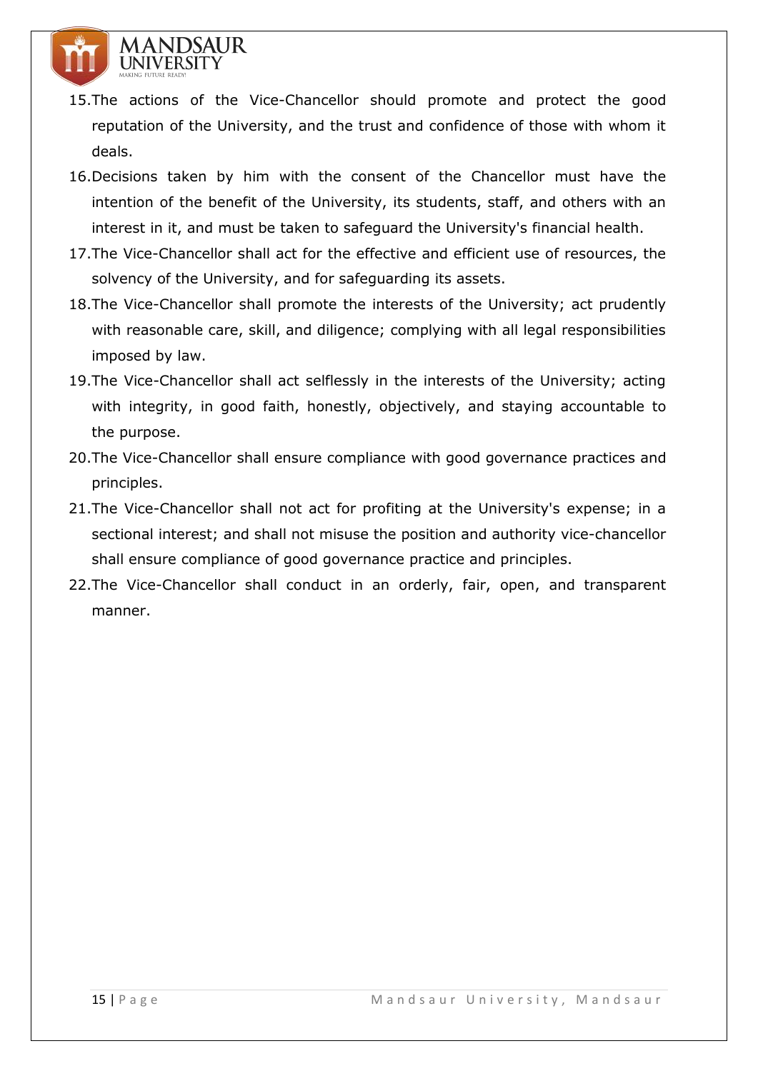15. The actions of the Vice-Chancellor should promote and protect the good reputation of the University, and the trust and confidence of those with whom it deals.
16. Decisions taken by him with the consent of the Chancellor must have the intention of the benefit of the University, its students, staff, and others with an interest in it, and must be taken to safeguard the University's financial health.
17. The Vice-Chancellor shall act for the effective and efficient use of resources, the solvency of the University, and for safeguarding its assets.
18. The Vice-Chancellor shall promote the interests of the University; act prudently with reasonable care, skill, and diligence; complying with all legal responsibilities imposed by law.
19. The Vice-Chancellor shall act selflessly in the interests of the University; acting with integrity, in good faith, honestly, objectively, and staying accountable to the purpose.
20. The Vice-Chancellor shall ensure compliance with good governance practices and principles.
21. The Vice-Chancellor shall not act for profiting at the University's expense; in a sectional interest; and shall not misuse the position and authority vice-chancellor shall ensure compliance of good governance practice and principles.
22. The Vice-Chancellor shall conduct in an orderly, fair, open, and transparent manner.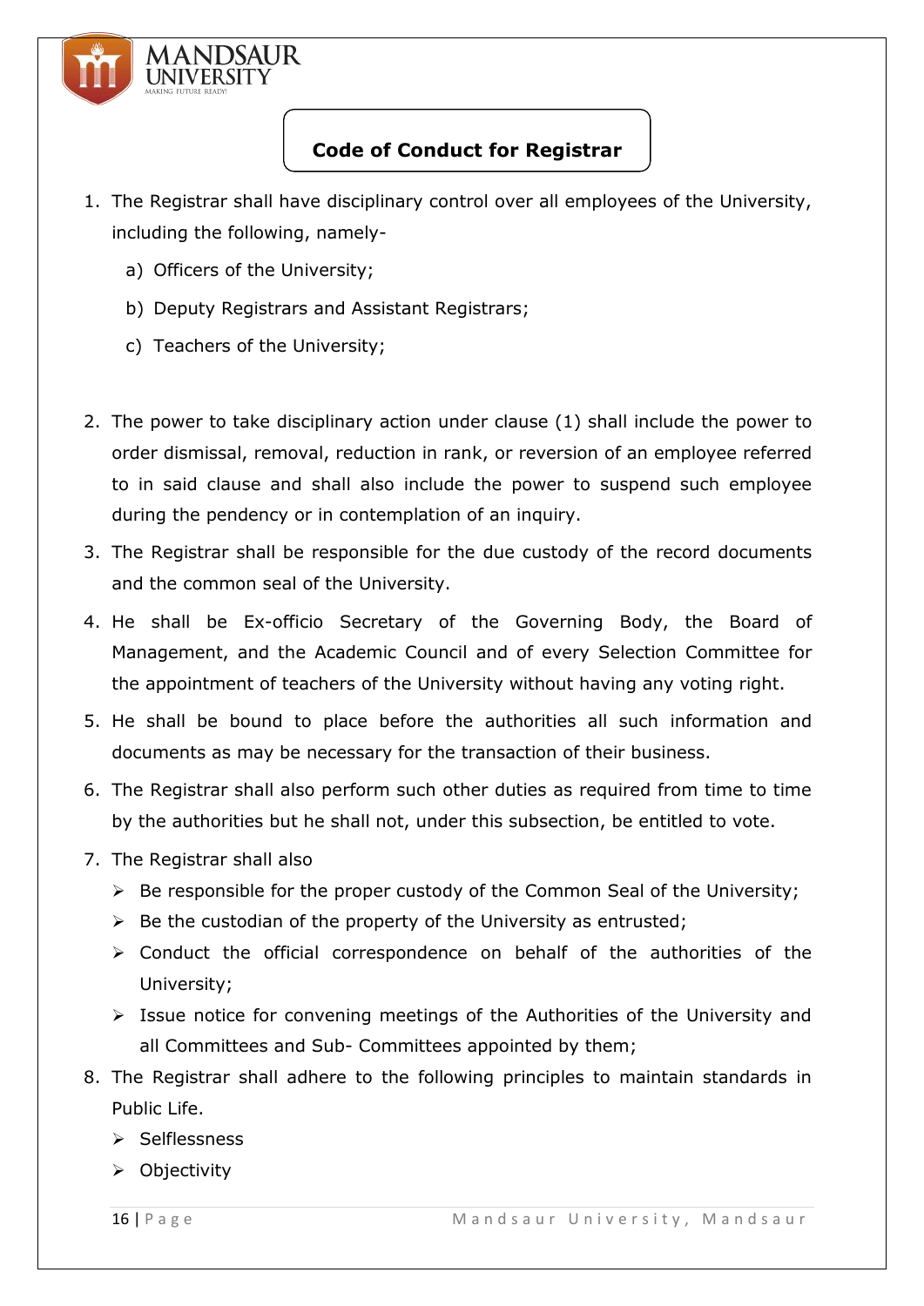## Code of Conduct for Registrar

1. The Registrar shall have disciplinary control over all employees of the University, including the following, namely-
   a) Officers of the University;
   b) Deputy Registrars and Assistant Registrars;
   c) Teachers of the University;

2. The power to take disciplinary action under clause (1) shall include the power to order dismissal, removal, reduction in rank, or reversion of an employee referred to in said clause and shall also include the power to suspend such employee during the pendency or in contemplation of an inquiry.
3. The Registrar shall be responsible for the due custody of the record documents and the common seal of the University.
4. He shall be Ex-officio Secretary of the Governing Body, the Board of Management, and the Academic Council and of every Selection Committee for the appointment of teachers of the University without having any voting right.
5. He shall be bound to place before the authorities all such information and documents as may be necessary for the transaction of their business.
6. The Registrar shall also perform such other duties as required from time to time by the authorities but he shall not, under this subsection, be entitled to vote.
7. The Registrar shall also
   - Be responsible for the proper custody of the Common Seal of the University;
   - Be the custodian of the property of the University as entrusted;
   - Conduct the official correspondence on behalf of the authorities of the University;
   - Issue notice for convening meetings of the Authorities of the University and all Committees and Sub- Committees appointed by them;
8. The Registrar shall adhere to the following principles to maintain standards in Public Life.
   - Selflessness
   - Objectivity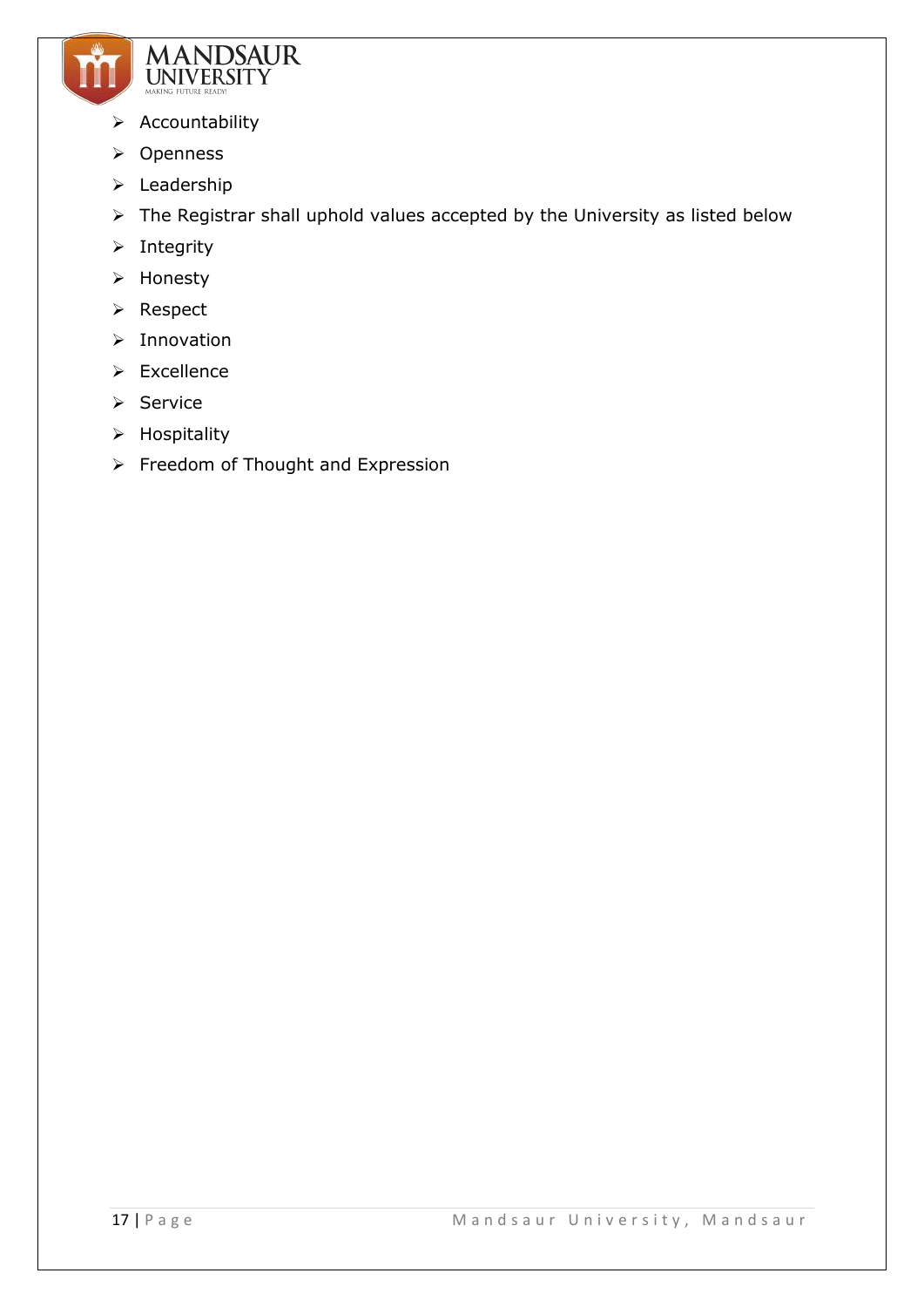- Accountability
- Openness
- Leadership
- The Registrar shall uphold values accepted by the University as listed below
- Integrity
- Honesty
- Respect
- Innovation
- Excellence
- Service
- Hospitality
- Freedom of Thought and Expression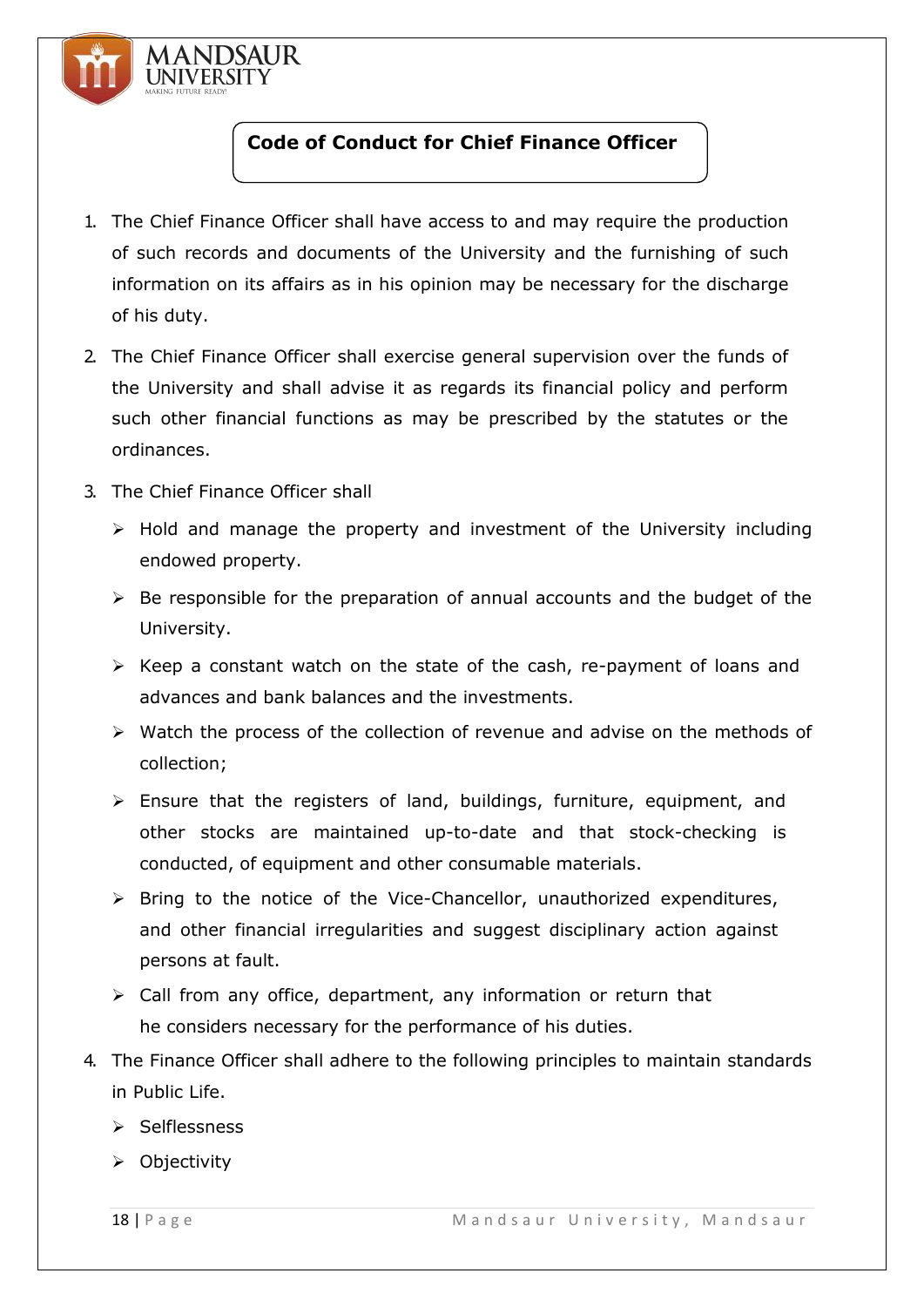## Code of Conduct for Chief Finance Officer

1. The Chief Finance Officer shall have access to and may require the production of such records and documents of the University and the furnishing of such information on its affairs as in his opinion may be necessary for the discharge of his duty.
2. The Chief Finance Officer shall exercise general supervision over the funds of the University and shall advise it as regards its financial policy and perform such other financial functions as may be prescribed by the statutes or the ordinances.
3. The Chief Finance Officer shall
   - Hold and manage the property and investment of the University including endowed property.
   - Be responsible for the preparation of annual accounts and the budget of the University.
   - Keep a constant watch on the state of the cash, re-payment of loans and advances and bank balances and the investments.
   - Watch the process of the collection of revenue and advise on the methods of collection;
   - Ensure that the registers of land, buildings, furniture, equipment, and other stocks are maintained up-to-date and that stock-checking is conducted, of equipment and other consumable materials.
   - Bring to the notice of the Vice-Chancellor, unauthorized expenditures, and other financial irregularities and suggest disciplinary action against persons at fault.
   - Call from any office, department, any information or return that he considers necessary for the performance of his duties.
4. The Finance Officer shall adhere to the following principles to maintain standards in Public Life.
   - Selflessness
   - Objectivity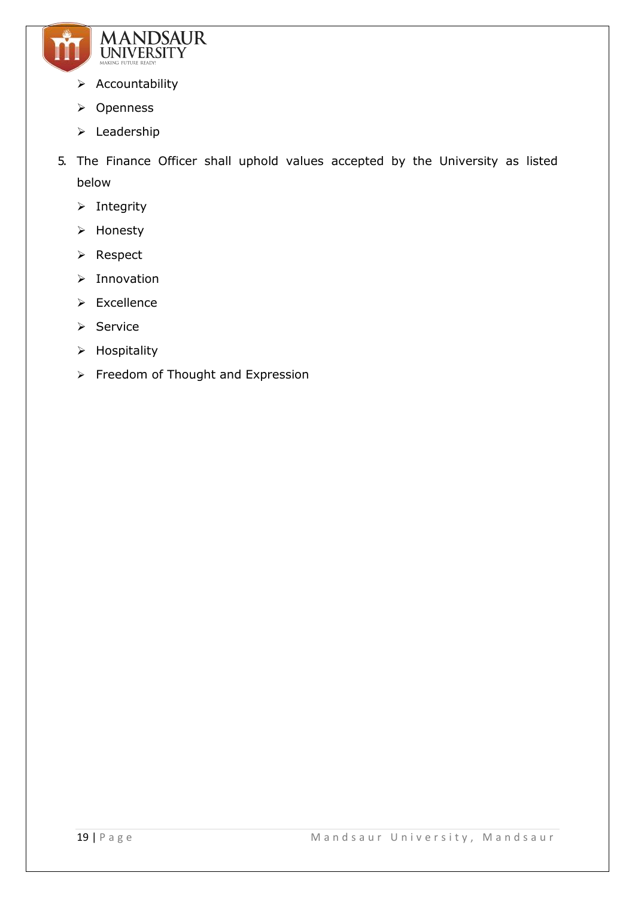- Accountability
- Openness
- Leadership

5. The Finance Officer shall uphold values accepted by the University as listed below
   - Integrity
   - Honesty
   - Respect
   - Innovation
   - Excellence
   - Service
   - Hospitality
   - Freedom of Thought and Expression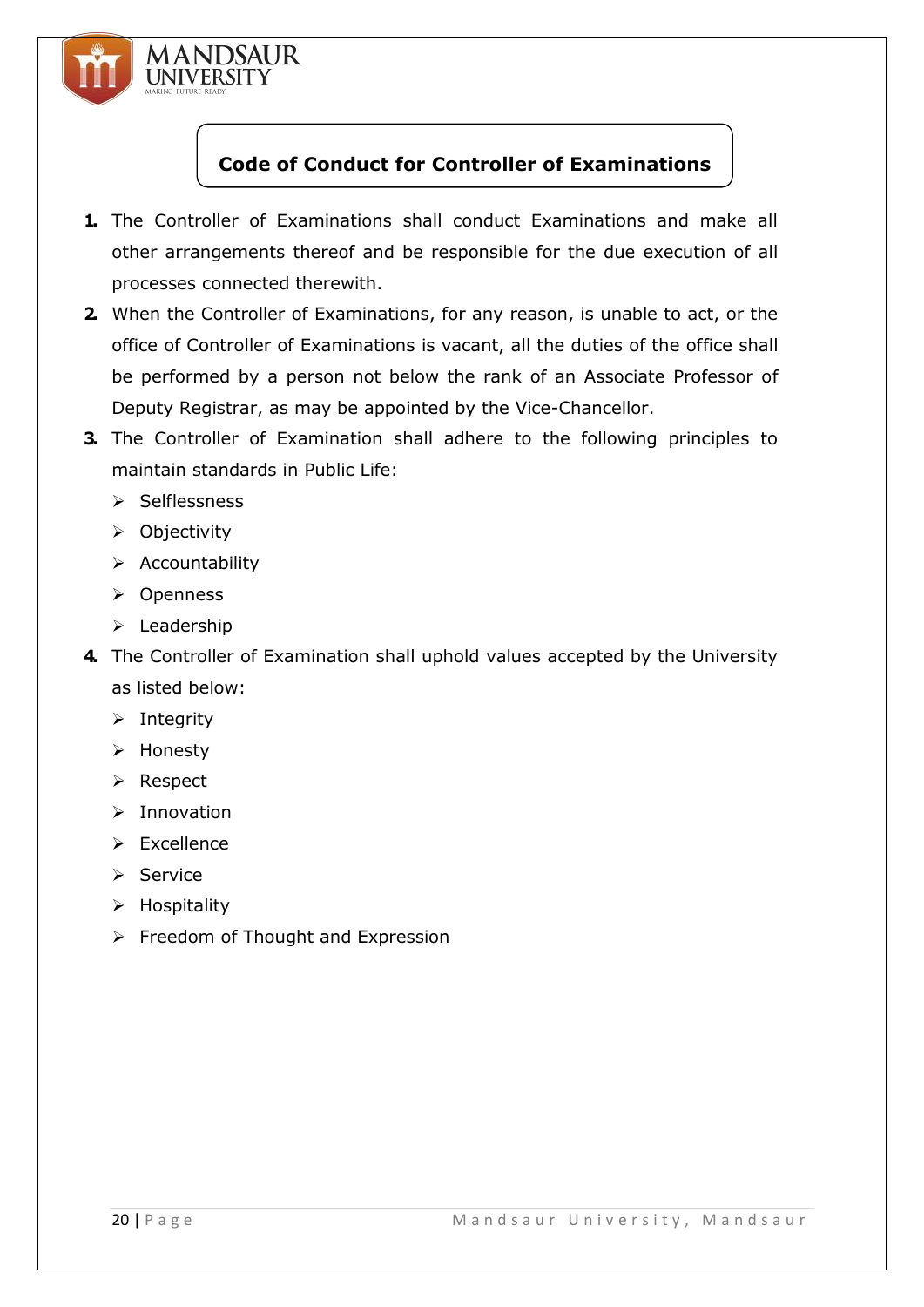## Code of Conduct for Controller of Examinations

1. The Controller of Examinations shall conduct Examinations and make all other arrangements thereof and be responsible for the due execution of all processes connected therewith.
2. When the Controller of Examinations, for any reason, is unable to act, or the office of Controller of Examinations is vacant, all the duties of the office shall be performed by a person not below the rank of an Associate Professor of Deputy Registrar, as may be appointed by the Vice-Chancellor.
3. The Controller of Examination shall adhere to the following principles to maintain standards in Public Life:
   - Selflessness
   - Objectivity
   - Accountability
   - Openness
   - Leadership
4. The Controller of Examination shall uphold values accepted by the University as listed below:
   - Integrity
   - Honesty
   - Respect
   - Innovation
   - Excellence
   - Service
   - Hospitality
   - Freedom of Thought and Expression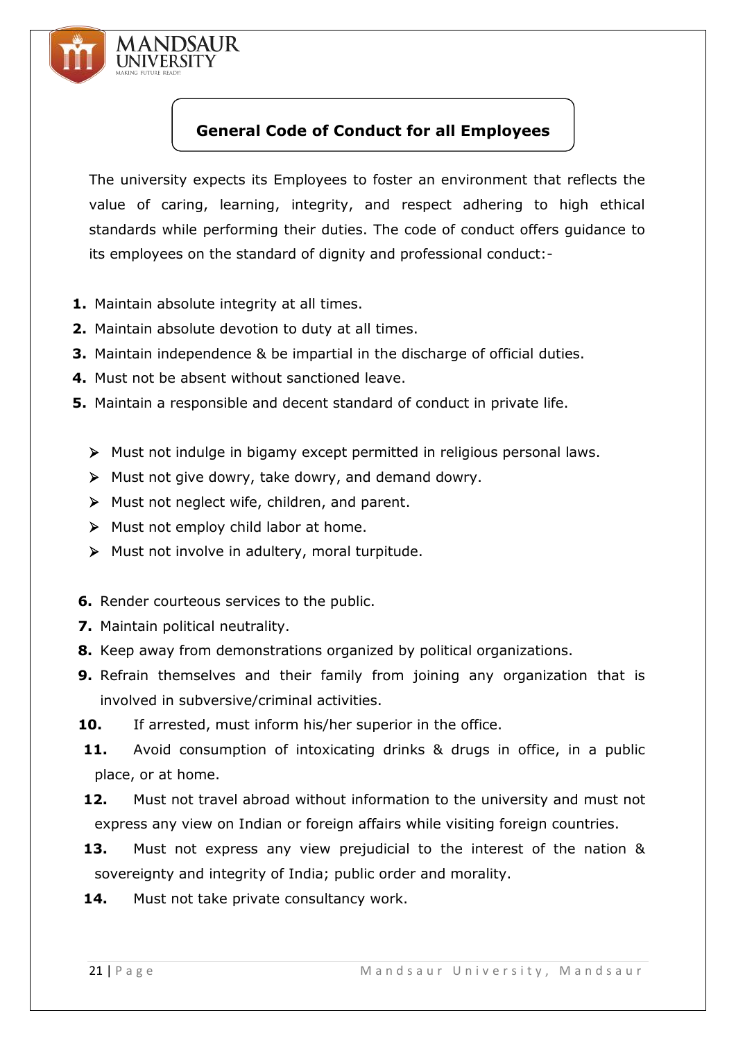## General Code of Conduct for all Employees

The university expects its Employees to foster an environment that reflects the value of caring, learning, integrity, and respect adhering to high ethical standards while performing their duties. The code of conduct offers guidance to its employees on the standard of dignity and professional conduct:-

1. Maintain absolute integrity at all times.
2. Maintain absolute devotion to duty at all times.
3. Maintain independence & be impartial in the discharge of official duties.
4. Must not be absent without sanctioned leave.
5. Maintain a responsible and decent standard of conduct in private life.
   - Must not indulge in bigamy except permitted in religious personal laws.
   - Must not give dowry, take dowry, and demand dowry.
   - Must not neglect wife, children, and parent.
   - Must not employ child labor at home.
   - Must not involve in adultery, moral turpitude.
6. Render courteous services to the public.
7. Maintain political neutrality.
8. Keep away from demonstrations organized by political organizations.
9. Refrain themselves and their family from joining any organization that is involved in subversive/criminal activities.
10. If arrested, must inform his/her superior in the office.
11. Avoid consumption of intoxicating drinks & drugs in office, in a public place, or at home.
12. Must not travel abroad without information to the university and must not express any view on Indian or foreign affairs while visiting foreign countries.
13. Must not express any view prejudicial to the interest of the nation & sovereignty and integrity of India; public order and morality.
14. Must not take private consultancy work.